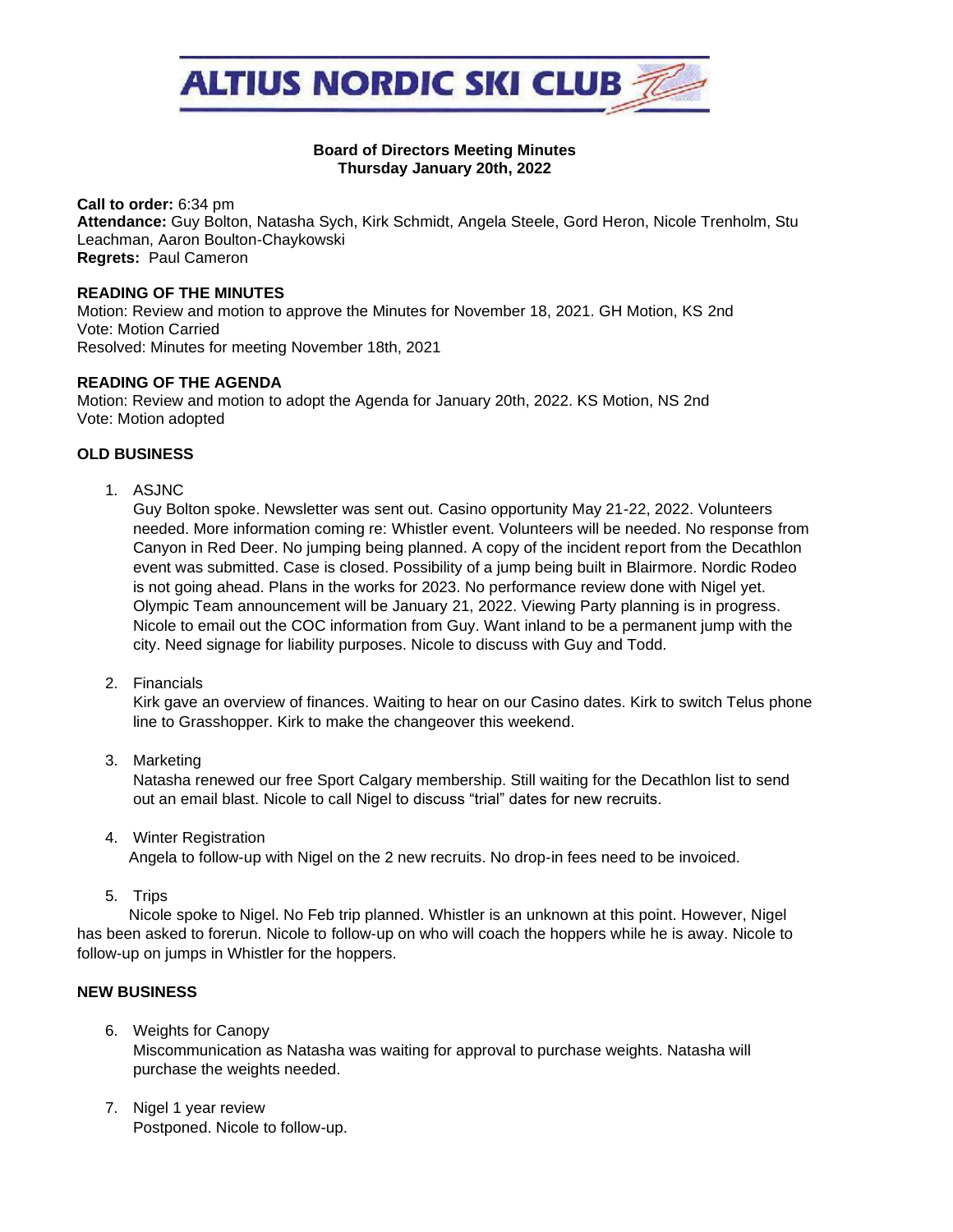# ALTIUS NORDIC SKI CLUB

**Board of Directors Meeting Minutes**
**Thursday January 20th, 2022**

**Call to order:** 6:34 pm
**Attendance:** Guy Bolton, Natasha Sych, Kirk Schmidt, Angela Steele, Gord Heron, Nicole Trenholm, Stu Leachman, Aaron Boulton-Chaykowski
**Regrets:** Paul Cameron

## READING OF THE MINUTES

Motion: Review and motion to approve the Minutes for November 18, 2021. GH Motion, KS 2nd
Vote: Motion Carried
Resolved: Minutes for meeting November 18th, 2021

## READING OF THE AGENDA

Motion: Review and motion to adopt the Agenda for January 20th, 2022. KS Motion, NS 2nd
Vote: Motion adopted

## OLD BUSINESS

1. ASJNC
   Guy Bolton spoke. Newsletter was sent out. Casino opportunity May 21-22, 2022. Volunteers needed. More information coming re: Whistler event. Volunteers will be needed. No response from Canyon in Red Deer. No jumping being planned. A copy of the incident report from the Decathlon event was submitted. Case is closed. Possibility of a jump being built in Blairmore. Nordic Rodeo is not going ahead. Plans in the works for 2023. No performance review done with Nigel yet. Olympic Team announcement will be January 21, 2022. Viewing Party planning is in progress. Nicole to email out the COC information from Guy. Want inland to be a permanent jump with the city. Need signage for liability purposes. Nicole to discuss with Guy and Todd.

2. Financials
   Kirk gave an overview of finances. Waiting to hear on our Casino dates. Kirk to switch Telus phone line to Grasshopper. Kirk to make the changeover this weekend.

3. Marketing
   Natasha renewed our free Sport Calgary membership. Still waiting for the Decathlon list to send out an email blast. Nicole to call Nigel to discuss "trial" dates for new recruits.

4. Winter Registration
   Angela to follow-up with Nigel on the 2 new recruits. No drop-in fees need to be invoiced.

5. Trips
   Nicole spoke to Nigel. No Feb trip planned. Whistler is an unknown at this point. However, Nigel has been asked to forerun. Nicole to follow-up on who will coach the hoppers while he is away. Nicole to follow-up on jumps in Whistler for the hoppers.

## NEW BUSINESS

6. Weights for Canopy
   Miscommunication as Natasha was waiting for approval to purchase weights. Natasha will purchase the weights needed.

7. Nigel 1 year review
   Postponed. Nicole to follow-up.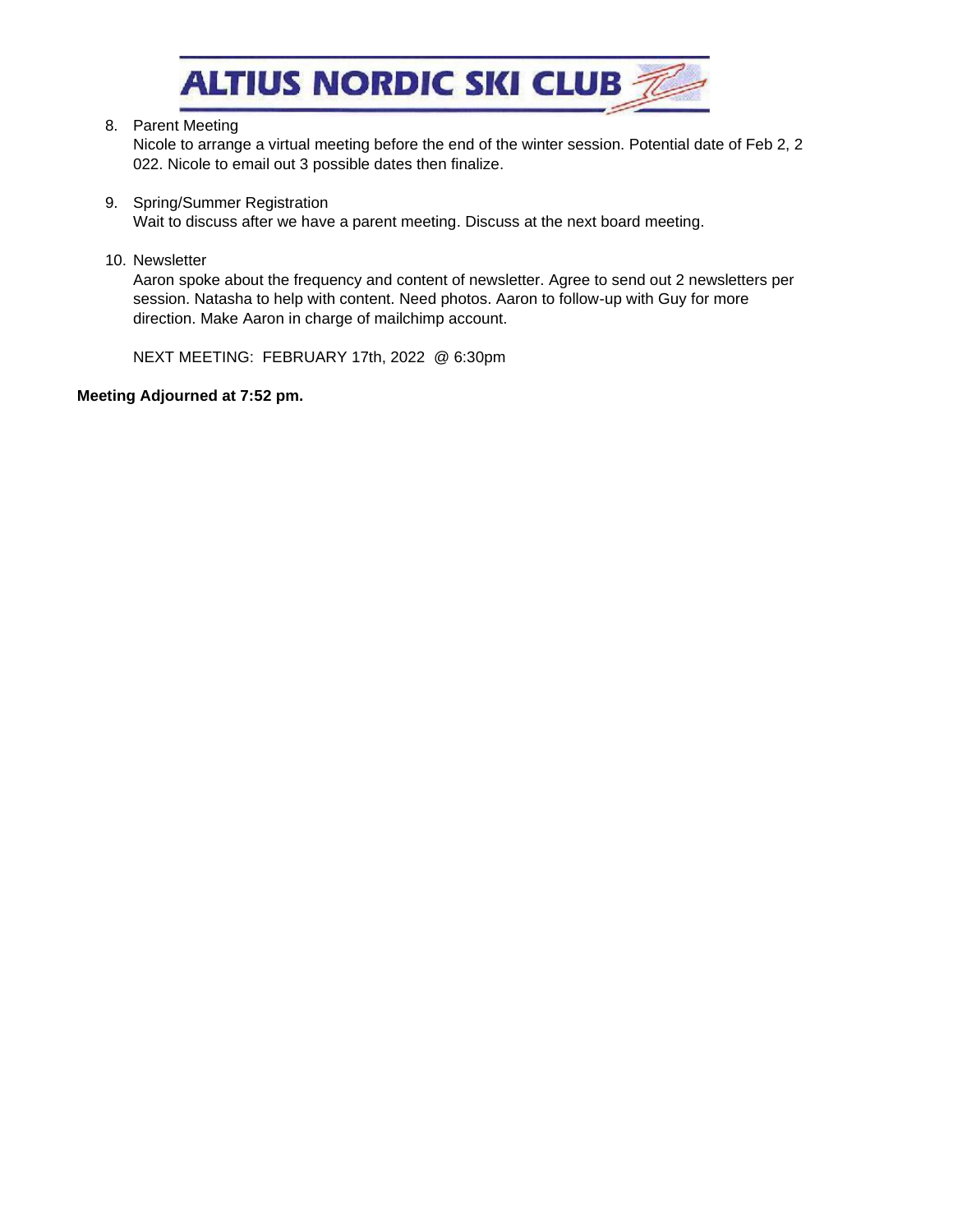8. Parent Meeting
   Nicole to arrange a virtual meeting before the end of the winter session. Potential date of Feb 2, 2022. Nicole to email out 3 possible dates then finalize.

9. Spring/Summer Registration
   Wait to discuss after we have a parent meeting. Discuss at the next board meeting.

10. Newsletter
    Aaron spoke about the frequency and content of newsletter. Agree to send out 2 newsletters per session. Natasha to help with content. Need photos. Aaron to follow-up with Guy for more direction. Make Aaron in charge of mailchimp account.

    NEXT MEETING: FEBRUARY 17th, 2022 @ 6:30pm

**Meeting Adjourned at 7:52 pm.**